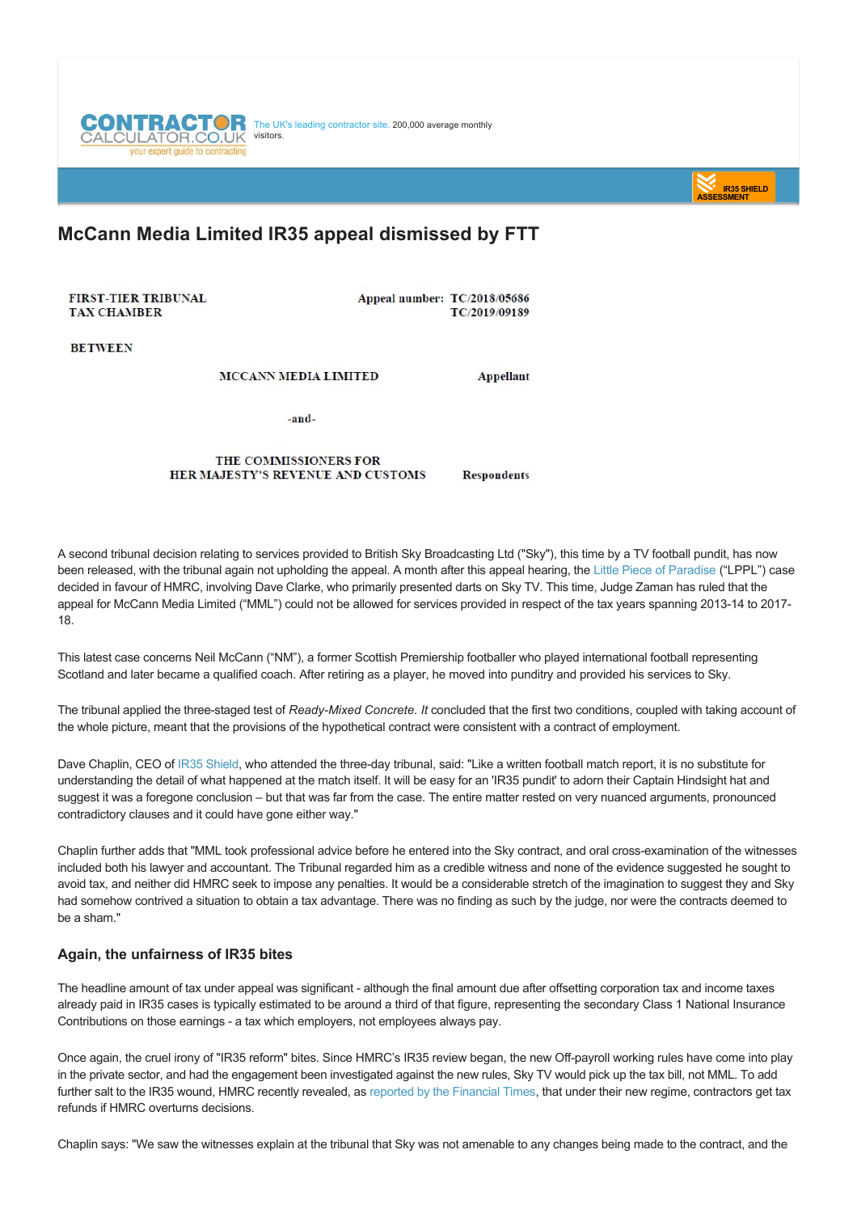CONTRACTOR CALCULATOR.CO.UK your expert guide to contracting

The UK's leading contractor site. 200,000 average monthly visitors.

IR35 SHIELD ASSESSMENT

# McCann Media Limited IR35 appeal dismissed by FTT

**FIRST-TIER TRIBUNAL TAX CHAMBER**

**Appeal number: TC/2018/05686 TC/2019/09189**

**BETWEEN**

**MCCANN MEDIA LIMITED** — **Appellant**

**-and-**

**THE COMMISSIONERS FOR HER MAJESTY'S REVENUE AND CUSTOMS** — **Respondents**

A second tribunal decision relating to services provided to British Sky Broadcasting Ltd ("Sky"), this time by a TV football pundit, has now been released, with the tribunal again not upholding the appeal. A month after this appeal hearing, the Little Piece of Paradise ("LPPL") case decided in favour of HMRC, involving Dave Clarke, who primarily presented darts on Sky TV. This time, Judge Zaman has ruled that the appeal for McCann Media Limited ("MML") could not be allowed for services provided in respect of the tax years spanning 2013-14 to 2017-18.

This latest case concerns Neil McCann ("NM"), a former Scottish Premiership footballer who played international football representing Scotland and later became a qualified coach. After retiring as a player, he moved into punditry and provided his services to Sky.

The tribunal applied the three-staged test of *Ready-Mixed Concrete. It* concluded that the first two conditions, coupled with taking account of the whole picture, meant that the provisions of the hypothetical contract were consistent with a contract of employment.

Dave Chaplin, CEO of IR35 Shield, who attended the three-day tribunal, said: "Like a written football match report, it is no substitute for understanding the detail of what happened at the match itself. It will be easy for an 'IR35 pundit' to adorn their Captain Hindsight hat and suggest it was a foregone conclusion – but that was far from the case. The entire matter rested on very nuanced arguments, pronounced contradictory clauses and it could have gone either way."

Chaplin further adds that "MML took professional advice before he entered into the Sky contract, and oral cross-examination of the witnesses included both his lawyer and accountant. The Tribunal regarded him as a credible witness and none of the evidence suggested he sought to avoid tax, and neither did HMRC seek to impose any penalties. It would be a considerable stretch of the imagination to suggest they and Sky had somehow contrived a situation to obtain a tax advantage. There was no finding as such by the judge, nor were the contracts deemed to be a sham."

### Again, the unfairness of IR35 bites

The headline amount of tax under appeal was significant - although the final amount due after offsetting corporation tax and income taxes already paid in IR35 cases is typically estimated to be around a third of that figure, representing the secondary Class 1 National Insurance Contributions on those earnings - a tax which employers, not employees always pay.

Once again, the cruel irony of "IR35 reform" bites. Since HMRC's IR35 review began, the new Off-payroll working rules have come into play in the private sector, and had the engagement been investigated against the new rules, Sky TV would pick up the tax bill, not MML. To add further salt to the IR35 wound, HMRC recently revealed, as reported by the Financial Times, that under their new regime, contractors get tax refunds if HMRC overturns decisions.

Chaplin says: "We saw the witnesses explain at the tribunal that Sky was not amenable to any changes being made to the contract, and the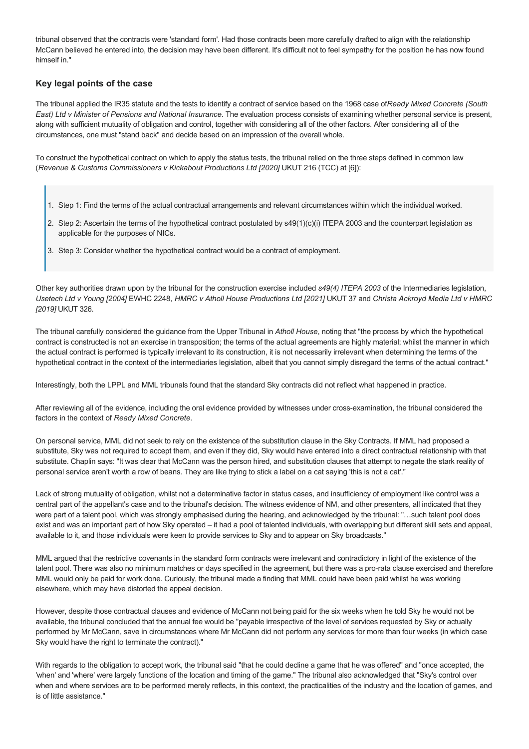tribunal observed that the contracts were 'standard form'. Had those contracts been more carefully drafted to align with the relationship McCann believed he entered into, the decision may have been different. It's difficult not to feel sympathy for the position he has now found himself in."

## Key legal points of the case

The tribunal applied the IR35 statute and the tests to identify a contract of service based on the 1968 case of*Ready Mixed Concrete (South East) Ltd v Minister of Pensions and National Insurance*. The evaluation process consists of examining whether personal service is present, along with sufficient mutuality of obligation and control, together with considering all of the other factors. After considering all of the circumstances, one must "stand back" and decide based on an impression of the overall whole.

To construct the hypothetical contract on which to apply the status tests, the tribunal relied on the three steps defined in common law (*Revenue & Customs Commissioners v Kickabout Productions Ltd [2020]* UKUT 216 (TCC) at [6]):

> 1. Step 1: Find the terms of the actual contractual arrangements and relevant circumstances within which the individual worked.
> 2. Step 2: Ascertain the terms of the hypothetical contract postulated by s49(1)(c)(i) ITEPA 2003 and the counterpart legislation as applicable for the purposes of NICs.
> 3. Step 3: Consider whether the hypothetical contract would be a contract of employment.

Other key authorities drawn upon by the tribunal for the construction exercise included *s49(4) ITEPA 2003* of the Intermediaries legislation, *Usetech Ltd v Young [2004]* EWHC 2248, *HMRC v Atholl House Productions Ltd [2021]* UKUT 37 and *Christa Ackroyd Media Ltd v HMRC [2019]* UKUT 326.

The tribunal carefully considered the guidance from the Upper Tribunal in *Atholl House*, noting that "the process by which the hypothetical contract is constructed is not an exercise in transposition; the terms of the actual agreements are highly material; whilst the manner in which the actual contract is performed is typically irrelevant to its construction, it is not necessarily irrelevant when determining the terms of the hypothetical contract in the context of the intermediaries legislation, albeit that you cannot simply disregard the terms of the actual contract."

Interestingly, both the LPPL and MML tribunals found that the standard Sky contracts did not reflect what happened in practice.

After reviewing all of the evidence, including the oral evidence provided by witnesses under cross-examination, the tribunal considered the factors in the context of *Ready Mixed Concrete*.

On personal service, MML did not seek to rely on the existence of the substitution clause in the Sky Contracts. If MML had proposed a substitute, Sky was not required to accept them, and even if they did, Sky would have entered into a direct contractual relationship with that substitute. Chaplin says: "It was clear that McCann was the person hired, and substitution clauses that attempt to negate the stark reality of personal service aren't worth a row of beans. They are like trying to stick a label on a cat saying 'this is not a cat'."

Lack of strong mutuality of obligation, whilst not a determinative factor in status cases, and insufficiency of employment like control was a central part of the appellant's case and to the tribunal's decision. The witness evidence of NM, and other presenters, all indicated that they were part of a talent pool, which was strongly emphasised during the hearing, and acknowledged by the tribunal: "…such talent pool does exist and was an important part of how Sky operated – it had a pool of talented individuals, with overlapping but different skill sets and appeal, available to it, and those individuals were keen to provide services to Sky and to appear on Sky broadcasts."

MML argued that the restrictive covenants in the standard form contracts were irrelevant and contradictory in light of the existence of the talent pool. There was also no minimum matches or days specified in the agreement, but there was a pro-rata clause exercised and therefore MML would only be paid for work done. Curiously, the tribunal made a finding that MML could have been paid whilst he was working elsewhere, which may have distorted the appeal decision.

However, despite those contractual clauses and evidence of McCann not being paid for the six weeks when he told Sky he would not be available, the tribunal concluded that the annual fee would be "payable irrespective of the level of services requested by Sky or actually performed by Mr McCann, save in circumstances where Mr McCann did not perform any services for more than four weeks (in which case Sky would have the right to terminate the contract)."

With regards to the obligation to accept work, the tribunal said "that he could decline a game that he was offered" and "once accepted, the 'when' and 'where' were largely functions of the location and timing of the game." The tribunal also acknowledged that "Sky's control over when and where services are to be performed merely reflects, in this context, the practicalities of the industry and the location of games, and is of little assistance."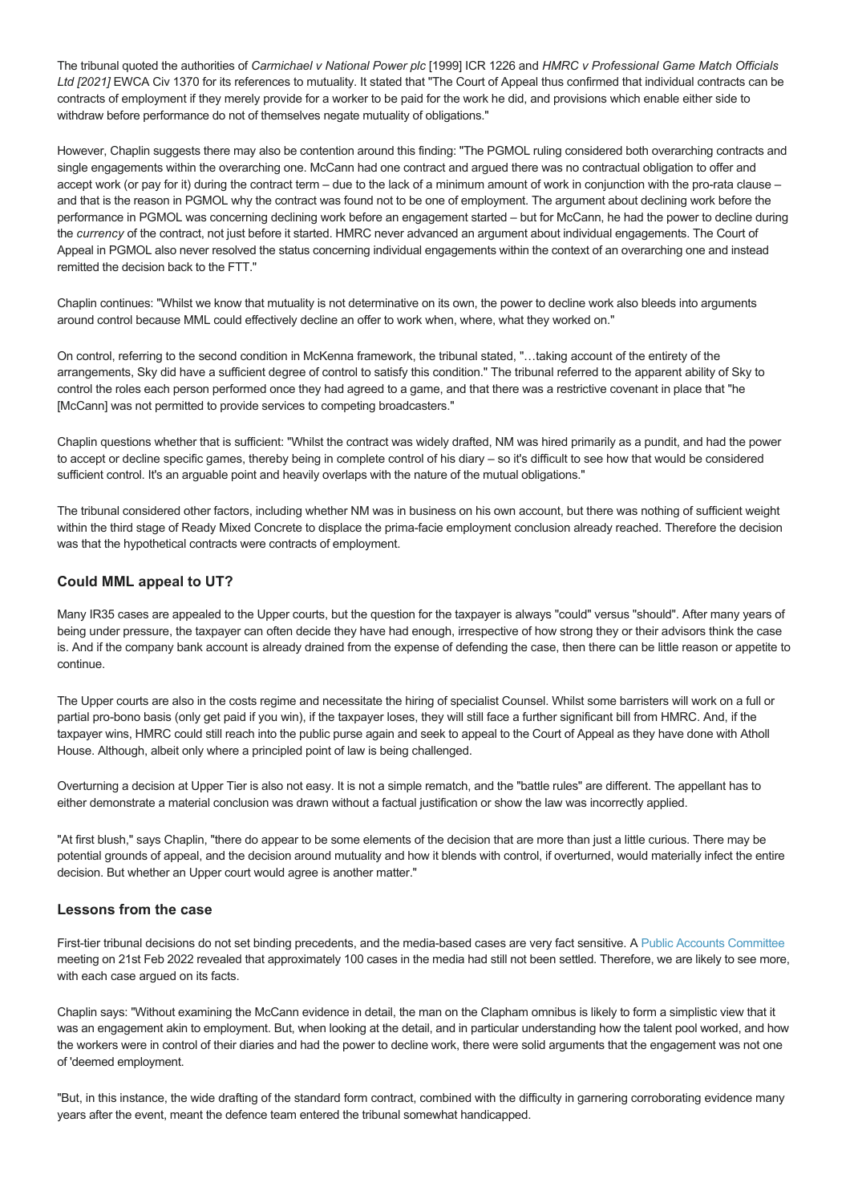The tribunal quoted the authorities of *Carmichael v National Power plc* [1999] ICR 1226 and *HMRC v Professional Game Match Officials Ltd [2021]* EWCA Civ 1370 for its references to mutuality. It stated that "The Court of Appeal thus confirmed that individual contracts can be contracts of employment if they merely provide for a worker to be paid for the work he did, and provisions which enable either side to withdraw before performance do not of themselves negate mutuality of obligations."

However, Chaplin suggests there may also be contention around this finding: "The PGMOL ruling considered both overarching contracts and single engagements within the overarching one. McCann had one contract and argued there was no contractual obligation to offer and accept work (or pay for it) during the contract term – due to the lack of a minimum amount of work in conjunction with the pro-rata clause – and that is the reason in PGMOL why the contract was found not to be one of employment. The argument about declining work before the performance in PGMOL was concerning declining work before an engagement started – but for McCann, he had the power to decline during the *currency* of the contract, not just before it started. HMRC never advanced an argument about individual engagements. The Court of Appeal in PGMOL also never resolved the status concerning individual engagements within the context of an overarching one and instead remitted the decision back to the FTT."

Chaplin continues: "Whilst we know that mutuality is not determinative on its own, the power to decline work also bleeds into arguments around control because MML could effectively decline an offer to work when, where, what they worked on."

On control, referring to the second condition in McKenna framework, the tribunal stated, "…taking account of the entirety of the arrangements, Sky did have a sufficient degree of control to satisfy this condition." The tribunal referred to the apparent ability of Sky to control the roles each person performed once they had agreed to a game, and that there was a restrictive covenant in place that "he [McCann] was not permitted to provide services to competing broadcasters."

Chaplin questions whether that is sufficient: "Whilst the contract was widely drafted, NM was hired primarily as a pundit, and had the power to accept or decline specific games, thereby being in complete control of his diary – so it's difficult to see how that would be considered sufficient control. It's an arguable point and heavily overlaps with the nature of the mutual obligations."

The tribunal considered other factors, including whether NM was in business on his own account, but there was nothing of sufficient weight within the third stage of Ready Mixed Concrete to displace the prima-facie employment conclusion already reached. Therefore the decision was that the hypothetical contracts were contracts of employment.

### Could MML appeal to UT?

Many IR35 cases are appealed to the Upper courts, but the question for the taxpayer is always "could" versus "should". After many years of being under pressure, the taxpayer can often decide they have had enough, irrespective of how strong they or their advisors think the case is. And if the company bank account is already drained from the expense of defending the case, then there can be little reason or appetite to continue.

The Upper courts are also in the costs regime and necessitate the hiring of specialist Counsel. Whilst some barristers will work on a full or partial pro-bono basis (only get paid if you win), if the taxpayer loses, they will still face a further significant bill from HMRC. And, if the taxpayer wins, HMRC could still reach into the public purse again and seek to appeal to the Court of Appeal as they have done with Atholl House. Although, albeit only where a principled point of law is being challenged.

Overturning a decision at Upper Tier is also not easy. It is not a simple rematch, and the "battle rules" are different. The appellant has to either demonstrate a material conclusion was drawn without a factual justification or show the law was incorrectly applied.

"At first blush," says Chaplin, "there do appear to be some elements of the decision that are more than just a little curious. There may be potential grounds of appeal, and the decision around mutuality and how it blends with control, if overturned, would materially infect the entire decision. But whether an Upper court would agree is another matter."

### Lessons from the case

First-tier tribunal decisions do not set binding precedents, and the media-based cases are very fact sensitive. A Public Accounts Committee meeting on 21st Feb 2022 revealed that approximately 100 cases in the media had still not been settled. Therefore, we are likely to see more, with each case argued on its facts.

Chaplin says: "Without examining the McCann evidence in detail, the man on the Clapham omnibus is likely to form a simplistic view that it was an engagement akin to employment. But, when looking at the detail, and in particular understanding how the talent pool worked, and how the workers were in control of their diaries and had the power to decline work, there were solid arguments that the engagement was not one of 'deemed employment.

"But, in this instance, the wide drafting of the standard form contract, combined with the difficulty in garnering corroborating evidence many years after the event, meant the defence team entered the tribunal somewhat handicapped.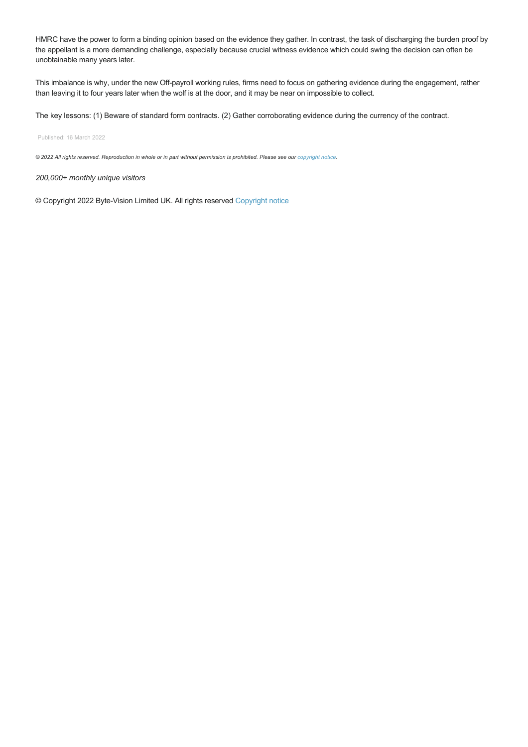HMRC have the power to form a binding opinion based on the evidence they gather. In contrast, the task of discharging the burden proof by the appellant is a more demanding challenge, especially because crucial witness evidence which could swing the decision can often be unobtainable many years later.

This imbalance is why, under the new Off-payroll working rules, firms need to focus on gathering evidence during the engagement, rather than leaving it to four years later when the wolf is at the door, and it may be near on impossible to collect.

The key lessons: (1) Beware of standard form contracts. (2) Gather corroborating evidence during the currency of the contract.

Published: 16 March 2022

*© 2022 All rights reserved. Reproduction in whole or in part without permission is prohibited. Please see our copyright notice.*

*200,000+ monthly unique visitors*

© Copyright 2022 Byte-Vision Limited UK. All rights reserved Copyright notice